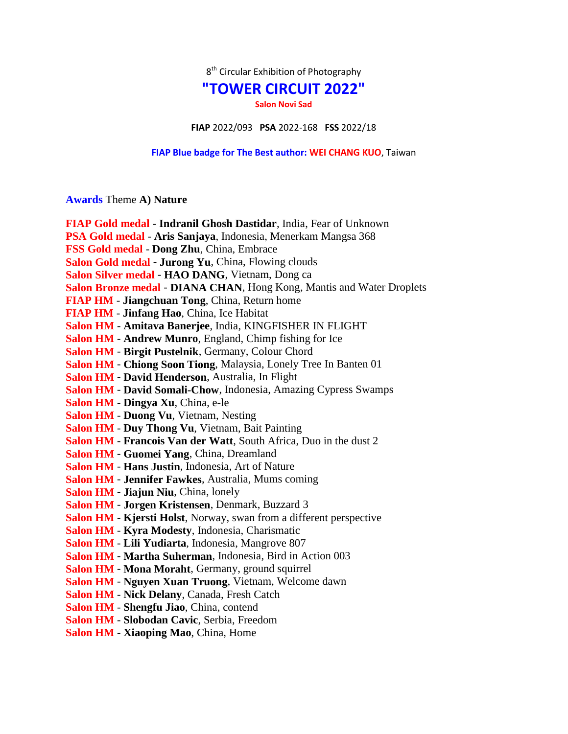8th Circular Exhibition of Photography

# "TOWER CIRCUIT 2022"

**Salon Novi Sad**

**FIAP** 2022/093 **PSA** 2022-168 **FSS** 2022/18

**FIAP Blue badge for The Best author: WEI CHANG KUO**, Taiwan

## Awards Theme **A) Nature**

**FIAP Gold medal** - **Indranil Ghosh Dastidar**, India, Fear of Unknown
**PSA Gold medal** - **Aris Sanjaya**, Indonesia, Menerkam Mangsa 368
**FSS Gold medal** - **Dong Zhu**, China, Embrace
**Salon Gold medal** - **Jurong Yu**, China, Flowing clouds
**Salon Silver medal** - **HAO DANG**, Vietnam, Dong ca
**Salon Bronze medal** - **DIANA CHAN**, Hong Kong, Mantis and Water Droplets
**FIAP HM** - **Jiangchuan Tong**, China, Return home
**FIAP HM** - **Jinfang Hao**, China, Ice Habitat
**Salon HM** - **Amitava Banerjee**, India, KINGFISHER IN FLIGHT
**Salon HM** - **Andrew Munro**, England, Chimp fishing for Ice
**Salon HM** - **Birgit Pustelnik**, Germany, Colour Chord
**Salon HM** - **Chiong Soon Tiong**, Malaysia, Lonely Tree In Banten 01
**Salon HM** - **David Henderson**, Australia, In Flight
**Salon HM** - **David Somali-Chow**, Indonesia, Amazing Cypress Swamps
**Salon HM** - **Dingya Xu**, China, e-le
**Salon HM** - **Duong Vu**, Vietnam, Nesting
**Salon HM** - **Duy Thong Vu**, Vietnam, Bait Painting
**Salon HM** - **Francois Van der Watt**, South Africa, Duo in the dust 2
**Salon HM** - **Guomei Yang**, China, Dreamland
**Salon HM** - **Hans Justin**, Indonesia, Art of Nature
**Salon HM** - **Jennifer Fawkes**, Australia, Mums coming
**Salon HM** - **Jiajun Niu**, China, lonely
**Salon HM** - **Jorgen Kristensen**, Denmark, Buzzard 3
**Salon HM** - **Kjersti Holst**, Norway, swan from a different perspective
**Salon HM** - **Kyra Modesty**, Indonesia, Charismatic
**Salon HM** - **Lili Yudiarta**, Indonesia, Mangrove 807
**Salon HM** - **Martha Suherman**, Indonesia, Bird in Action 003
**Salon HM** - **Mona Moraht**, Germany, ground squirrel
**Salon HM** - **Nguyen Xuan Truong**, Vietnam, Welcome dawn
**Salon HM** - **Nick Delany**, Canada, Fresh Catch
**Salon HM** - **Shengfu Jiao**, China, contend
**Salon HM** - **Slobodan Cavic**, Serbia, Freedom
**Salon HM** - **Xiaoping Mao**, China, Home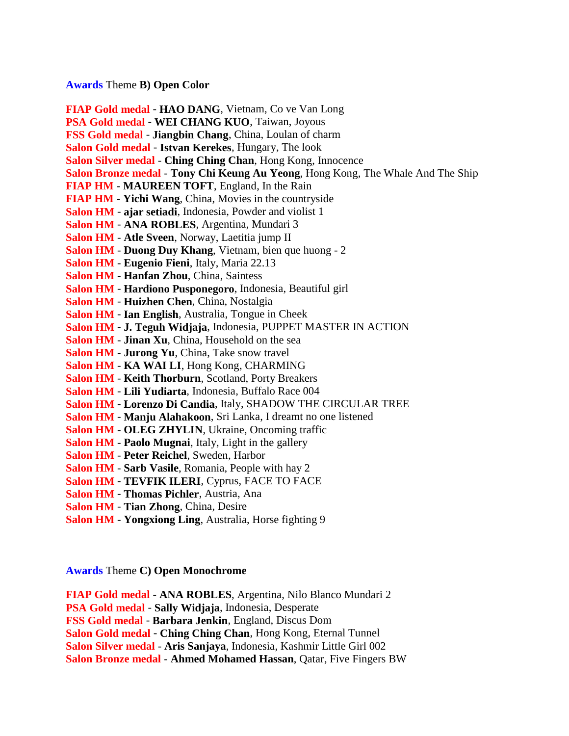**Awards** Theme **B) Open Color**

**FIAP Gold medal** - **HAO DANG**, Vietnam, Co ve Van Long
**PSA Gold medal** - **WEI CHANG KUO**, Taiwan, Joyous
**FSS Gold medal** - **Jiangbin Chang**, China, Loulan of charm
**Salon Gold medal** - **Istvan Kerekes**, Hungary, The look
**Salon Silver medal** - **Ching Ching Chan**, Hong Kong, Innocence
**Salon Bronze medal** - **Tony Chi Keung Au Yeong**, Hong Kong, The Whale And The Ship
**FIAP HM** - **MAUREEN TOFT**, England, In the Rain
**FIAP HM** - **Yichi Wang**, China, Movies in the countryside
**Salon HM** - **ajar setiadi**, Indonesia, Powder and violist 1
**Salon HM** - **ANA ROBLES**, Argentina, Mundari 3
**Salon HM** - **Atle Sveen**, Norway, Laetitia jump II
**Salon HM** - **Duong Duy Khang**, Vietnam, bien que huong - 2
**Salon HM** - **Eugenio Fieni**, Italy, Maria 22.13
**Salon HM** - **Hanfan Zhou**, China, Saintess
**Salon HM** - **Hardiono Pusponegoro**, Indonesia, Beautiful girl
**Salon HM** - **Huizhen Chen**, China, Nostalgia
**Salon HM** - **Ian English**, Australia, Tongue in Cheek
**Salon HM** - **J. Teguh Widjaja**, Indonesia, PUPPET MASTER IN ACTION
**Salon HM** - **Jinan Xu**, China, Household on the sea
**Salon HM** - **Jurong Yu**, China, Take snow travel
**Salon HM** - **KA WAI LI**, Hong Kong, CHARMING
**Salon HM** - **Keith Thorburn**, Scotland, Porty Breakers
**Salon HM** - **Lili Yudiarta**, Indonesia, Buffalo Race 004
**Salon HM** - **Lorenzo Di Candia**, Italy, SHADOW THE CIRCULAR TREE
**Salon HM** - **Manju Alahakoon**, Sri Lanka, I dreamt no one listened
**Salon HM** - **OLEG ZHYLIN**, Ukraine, Oncoming traffic
**Salon HM** - **Paolo Mugnai**, Italy, Light in the gallery
**Salon HM** - **Peter Reichel**, Sweden, Harbor
**Salon HM** - **Sarb Vasile**, Romania, People with hay 2
**Salon HM** - **TEVFIK ILERI**, Cyprus, FACE TO FACE
**Salon HM** - **Thomas Pichler**, Austria, Ana
**Salon HM** - **Tian Zhong**, China, Desire
**Salon HM** - **Yongxiong Ling**, Australia, Horse fighting 9

**Awards** Theme **C) Open Monochrome**

**FIAP Gold medal** - **ANA ROBLES**, Argentina, Nilo Blanco Mundari 2
**PSA Gold medal** - **Sally Widjaja**, Indonesia, Desperate
**FSS Gold medal** - **Barbara Jenkin**, England, Discus Dom
**Salon Gold medal** - **Ching Ching Chan**, Hong Kong, Eternal Tunnel
**Salon Silver medal** - **Aris Sanjaya**, Indonesia, Kashmir Little Girl 002
**Salon Bronze medal** - **Ahmed Mohamed Hassan**, Qatar, Five Fingers BW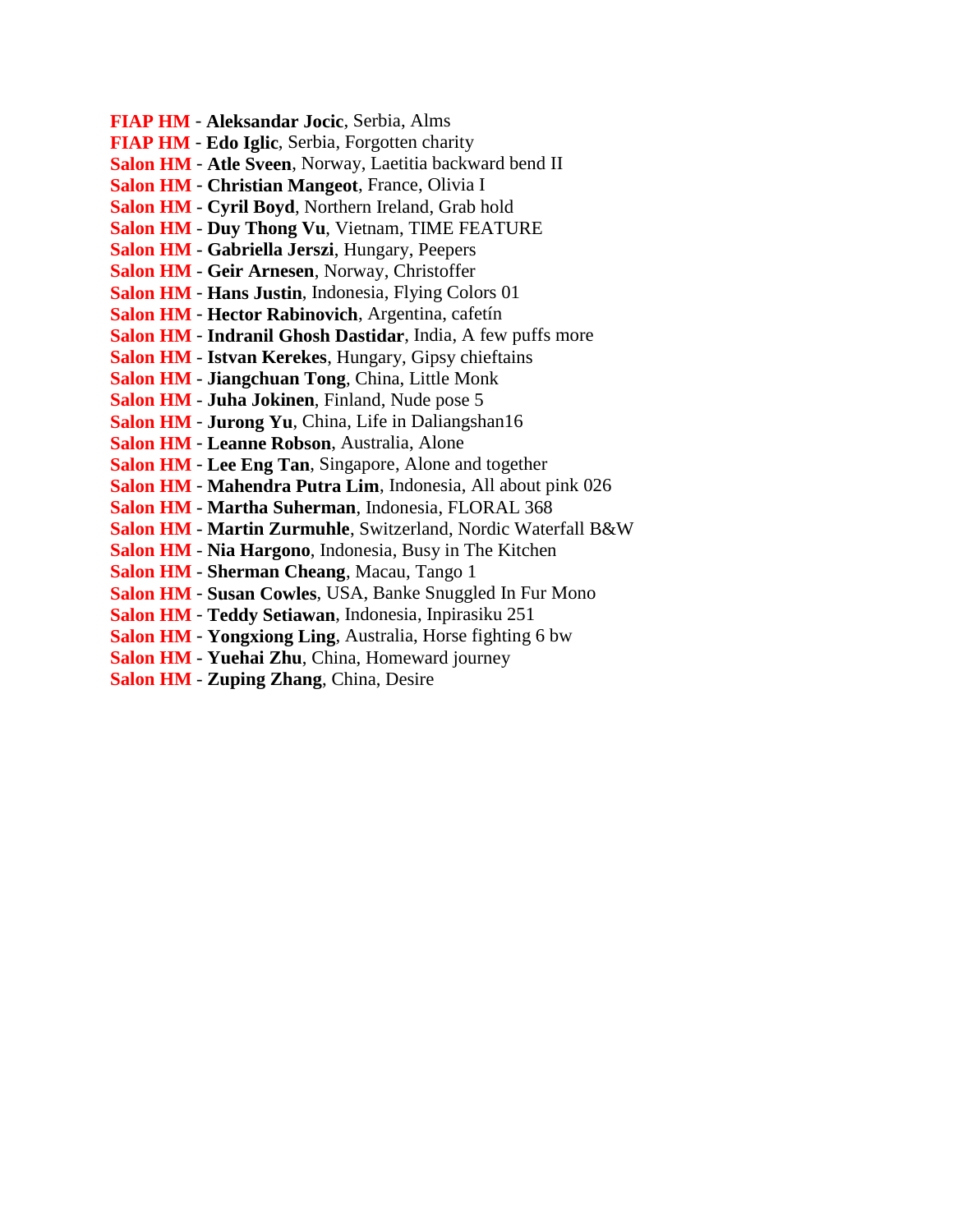**FIAP HM** - **Aleksandar Jocic**, Serbia, Alms  
**FIAP HM** - **Edo Iglic**, Serbia, Forgotten charity  
**Salon HM** - **Atle Sveen**, Norway, Laetitia backward bend II  
**Salon HM** - **Christian Mangeot**, France, Olivia I  
**Salon HM** - **Cyril Boyd**, Northern Ireland, Grab hold  
**Salon HM** - **Duy Thong Vu**, Vietnam, TIME FEATURE  
**Salon HM** - **Gabriella Jerszi**, Hungary, Peepers  
**Salon HM** - **Geir Arnesen**, Norway, Christoffer  
**Salon HM** - **Hans Justin**, Indonesia, Flying Colors 01  
**Salon HM** - **Hector Rabinovich**, Argentina, cafetín  
**Salon HM** - **Indranil Ghosh Dastidar**, India, A few puffs more  
**Salon HM** - **Istvan Kerekes**, Hungary, Gipsy chieftains  
**Salon HM** - **Jiangchuan Tong**, China, Little Monk  
**Salon HM** - **Juha Jokinen**, Finland, Nude pose 5  
**Salon HM** - **Jurong Yu**, China, Life in Daliangshan16  
**Salon HM** - **Leanne Robson**, Australia, Alone  
**Salon HM** - **Lee Eng Tan**, Singapore, Alone and together  
**Salon HM** - **Mahendra Putra Lim**, Indonesia, All about pink 026  
**Salon HM** - **Martha Suherman**, Indonesia, FLORAL 368  
**Salon HM** - **Martin Zurmuhle**, Switzerland, Nordic Waterfall B&W  
**Salon HM** - **Nia Hargono**, Indonesia, Busy in The Kitchen  
**Salon HM** - **Sherman Cheang**, Macau, Tango 1  
**Salon HM** - **Susan Cowles**, USA, Banke Snuggled In Fur Mono  
**Salon HM** - **Teddy Setiawan**, Indonesia, Inpirasiku 251  
**Salon HM** - **Yongxiong Ling**, Australia, Horse fighting 6 bw  
**Salon HM** - **Yuehai Zhu**, China, Homeward journey  
**Salon HM** - **Zuping Zhang**, China, Desire